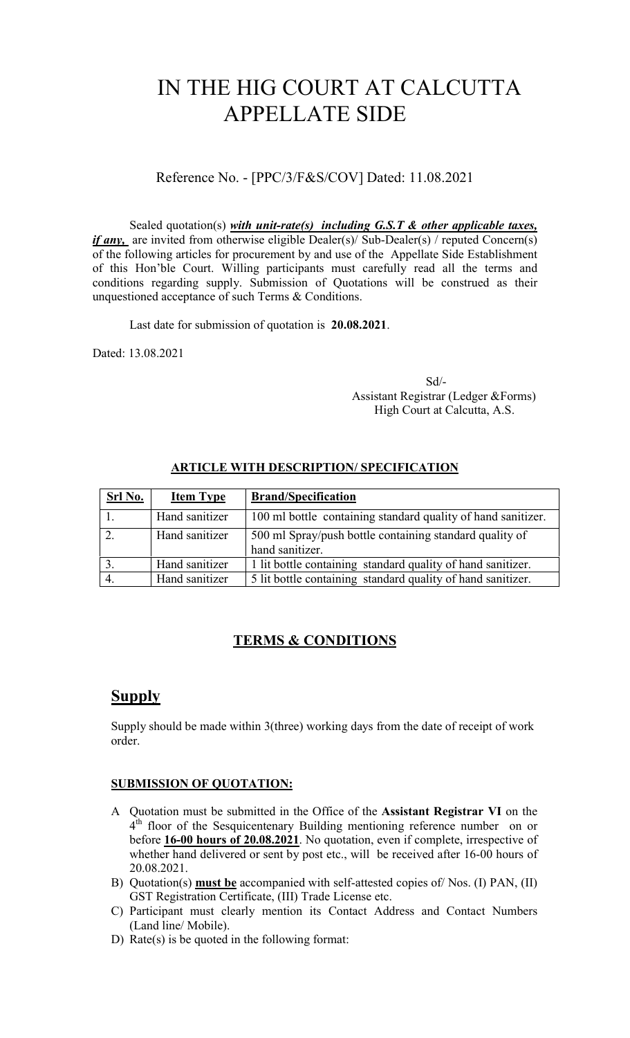# IN THE HIG COURT AT CALCUTTA APPELLATE SIDE

Reference No. - [PPC/3/F&S/COV] Dated: 11.08.2021

Sealed quotation(s) ***with unit-rate(s) including G.S.T & other applicable taxes, if any,*** are invited from otherwise eligible Dealer(s)/ Sub-Dealer(s) / reputed Concern(s) of the following articles for procurement by and use of the Appellate Side Establishment of this Hon'ble Court. Willing participants must carefully read all the terms and conditions regarding supply. Submission of Quotations will be construed as their unquestioned acceptance of such Terms & Conditions.

Last date for submission of quotation is **20.08.2021**.

Dated: 13.08.2021

Sd/-
Assistant Registrar (Ledger &Forms)
High Court at Calcutta, A.S.

**ARTICLE WITH DESCRIPTION/ SPECIFICATION**

| Srl No. | Item Type | Brand/Specification |
|---|---|---|
| 1. | Hand sanitizer | 100 ml bottle containing standard quality of hand sanitizer. |
| 2. | Hand sanitizer | 500 ml Spray/push bottle containing standard quality of hand sanitizer. |
| 3. | Hand sanitizer | 1 lit bottle containing standard quality of hand sanitizer. |
| 4. | Hand sanitizer | 5 lit bottle containing standard quality of hand sanitizer. |

## TERMS & CONDITIONS

## Supply

Supply should be made within 3(three) working days from the date of receipt of work order.

### SUBMISSION OF QUOTATION:

A Quotation must be submitted in the Office of the **Assistant Registrar VI** on the 4th floor of the Sesquicentenary Building mentioning reference number on or before **16-00 hours of 20.08.2021**. No quotation, even if complete, irrespective of whether hand delivered or sent by post etc., will be received after 16-00 hours of 20.08.2021.

B) Quotation(s) **must be** accompanied with self-attested copies of/ Nos. (I) PAN, (II) GST Registration Certificate, (III) Trade License etc.

C) Participant must clearly mention its Contact Address and Contact Numbers (Land line/ Mobile).

D) Rate(s) is be quoted in the following format: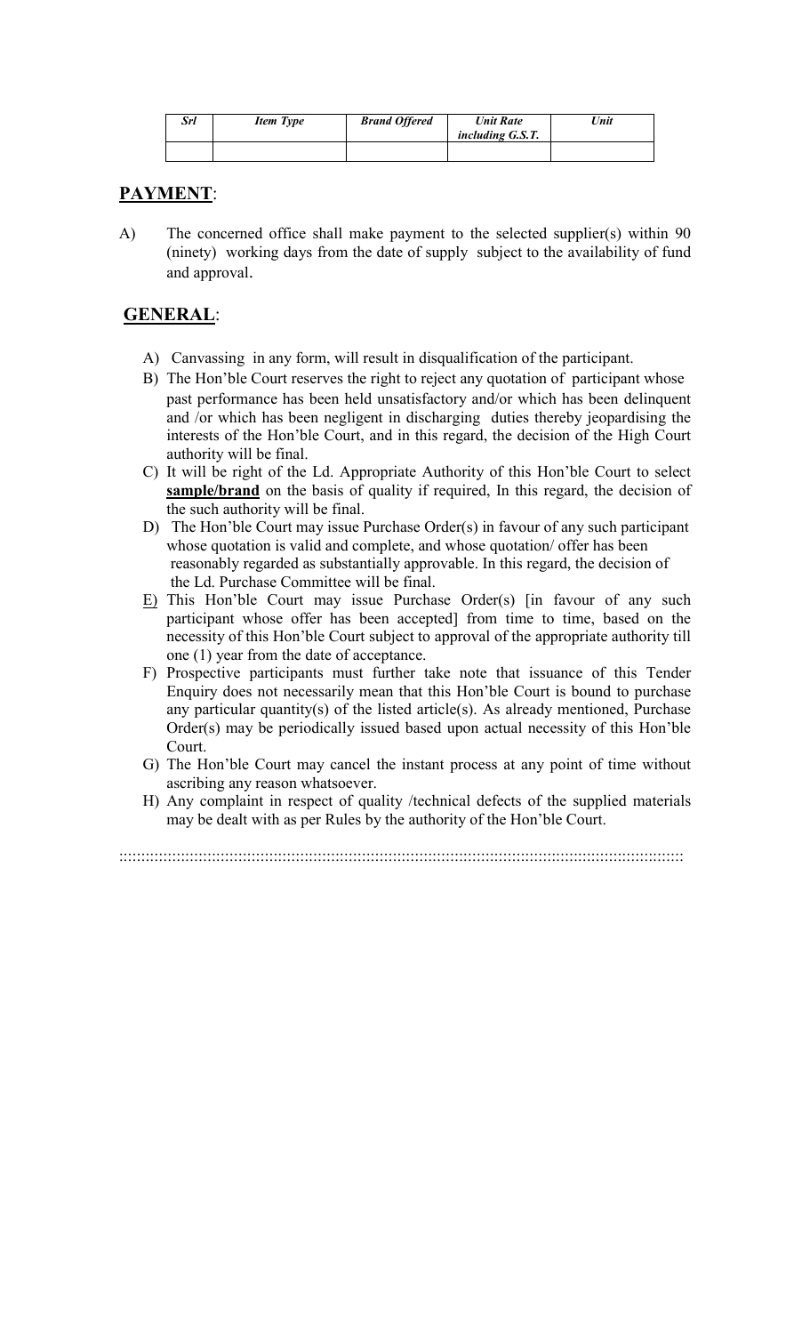| *Srl* | *Item Type* | *Brand Offered* | *Unit Rate including G.S.T.* | *Unit* |
|---|---|---|---|---|
| | | | | |

## PAYMENT:

A) The concerned office shall make payment to the selected supplier(s) within 90 (ninety) working days from the date of supply subject to the availability of fund and approval.

## GENERAL:

A) Canvassing in any form, will result in disqualification of the participant.

B) The Hon'ble Court reserves the right to reject any quotation of participant whose past performance has been held unsatisfactory and/or which has been delinquent and /or which has been negligent in discharging duties thereby jeopardising the interests of the Hon'ble Court, and in this regard, the decision of the High Court authority will be final.

C) It will be right of the Ld. Appropriate Authority of this Hon'ble Court to select **sample/brand** on the basis of quality if required, In this regard, the decision of the such authority will be final.

D) The Hon'ble Court may issue Purchase Order(s) in favour of any such participant whose quotation is valid and complete, and whose quotation/ offer has been reasonably regarded as substantially approvable. In this regard, the decision of the Ld. Purchase Committee will be final.

E) This Hon'ble Court may issue Purchase Order(s) [in favour of any such participant whose offer has been accepted] from time to time, based on the necessity of this Hon'ble Court subject to approval of the appropriate authority till one (1) year from the date of acceptance.

F) Prospective participants must further take note that issuance of this Tender Enquiry does not necessarily mean that this Hon'ble Court is bound to purchase any particular quantity(s) of the listed article(s). As already mentioned, Purchase Order(s) may be periodically issued based upon actual necessity of this Hon'ble Court.

G) The Hon'ble Court may cancel the instant process at any point of time without ascribing any reason whatsoever.

H) Any complaint in respect of quality /technical defects of the supplied materials may be dealt with as per Rules by the authority of the Hon'ble Court.

::::::::::::::::::::::::::::::::::::::::::::::::::::::::::::::::::::::::::::::::::::::::::::::::::::::::::::::::::::::::::::::::::